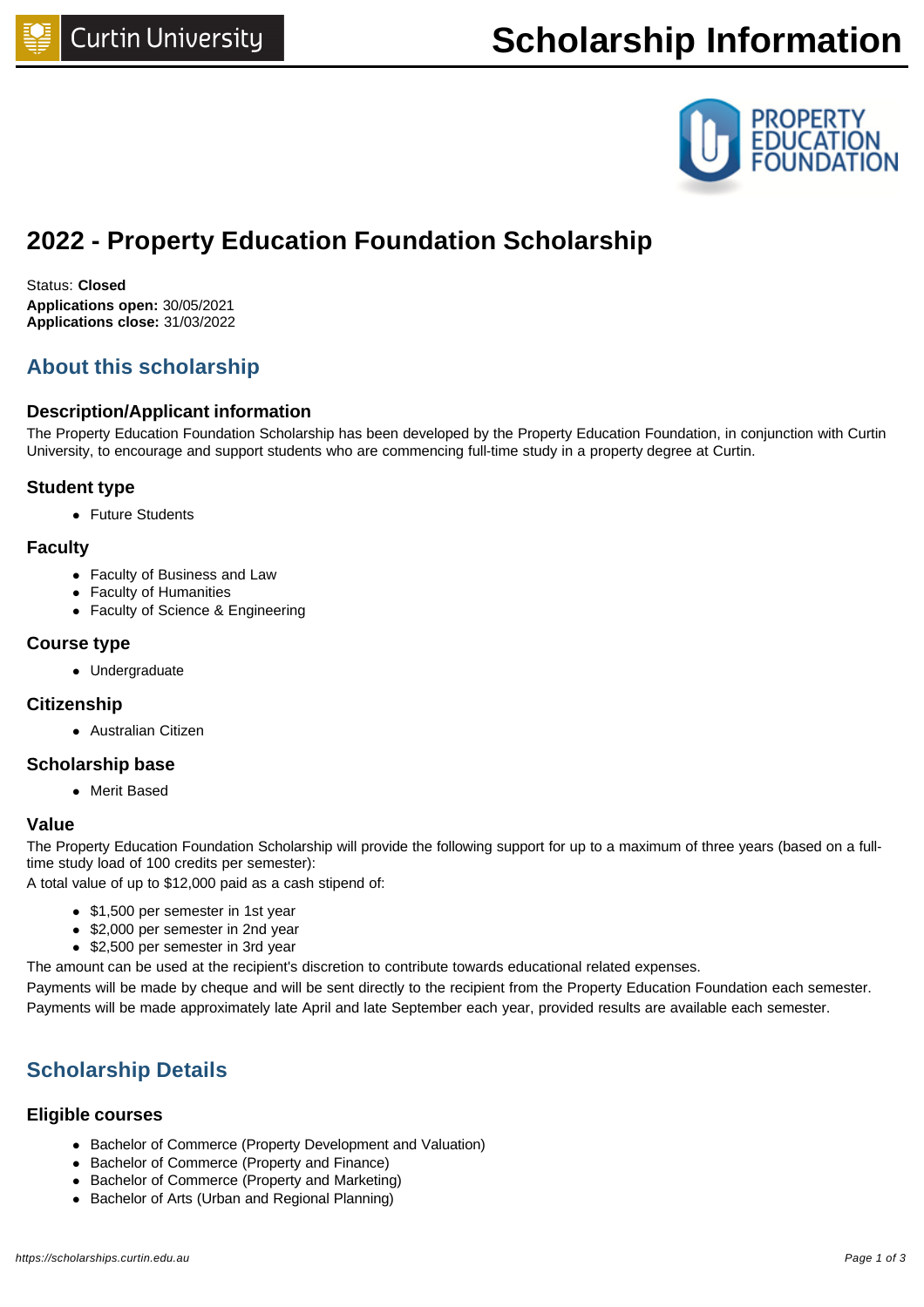# 2022 - Property Education Foundation Scholarship

Status: **Closed**
**Applications open:** 30/05/2021
**Applications close:** 31/03/2022

## About this scholarship

### Description/Applicant information

The Property Education Foundation Scholarship has been developed by the Property Education Foundation, in conjunction with Curtin University, to encourage and support students who are commencing full-time study in a property degree at Curtin.

### Student type

- Future Students

### Faculty

- Faculty of Business and Law
- Faculty of Humanities
- Faculty of Science & Engineering

### Course type

- Undergraduate

### Citizenship

- Australian Citizen

### Scholarship base

- Merit Based

### Value

The Property Education Foundation Scholarship will provide the following support for up to a maximum of three years (based on a full-time study load of 100 credits per semester):

A total value of up to $12,000 paid as a cash stipend of:

- $1,500 per semester in 1st year
- $2,000 per semester in 2nd year
- $2,500 per semester in 3rd year

The amount can be used at the recipient's discretion to contribute towards educational related expenses.

Payments will be made by cheque and will be sent directly to the recipient from the Property Education Foundation each semester. Payments will be made approximately late April and late September each year, provided results are available each semester.

## Scholarship Details

### Eligible courses

- Bachelor of Commerce (Property Development and Valuation)
- Bachelor of Commerce (Property and Finance)
- Bachelor of Commerce (Property and Marketing)
- Bachelor of Arts (Urban and Regional Planning)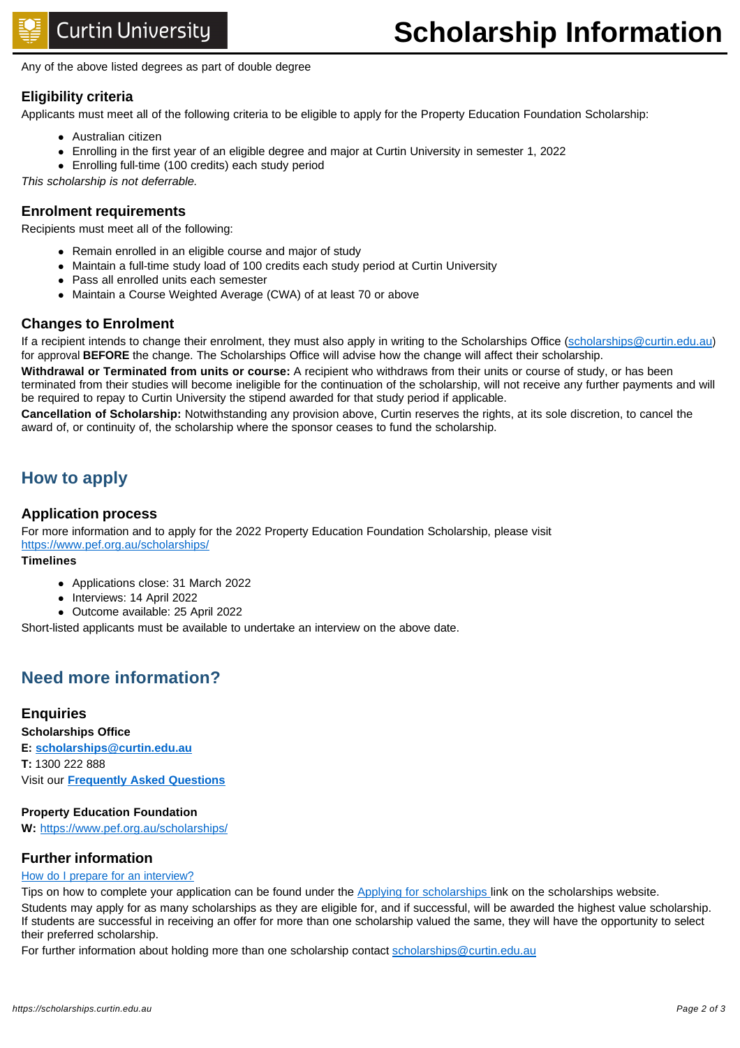Any of the above listed degrees as part of double degree

### Eligibility criteria

Applicants must meet all of the following criteria to be eligible to apply for the Property Education Foundation Scholarship:

- Australian citizen
- Enrolling in the first year of an eligible degree and major at Curtin University in semester 1, 2022
- Enrolling full-time (100 credits) each study period

*This scholarship is not deferrable.*

### Enrolment requirements

Recipients must meet all of the following:

- Remain enrolled in an eligible course and major of study
- Maintain a full-time study load of 100 credits each study period at Curtin University
- Pass all enrolled units each semester
- Maintain a Course Weighted Average (CWA) of at least 70 or above

### Changes to Enrolment

If a recipient intends to change their enrolment, they must also apply in writing to the Scholarships Office (scholarships@curtin.edu.au) for approval **BEFORE** the change. The Scholarships Office will advise how the change will affect their scholarship.

**Withdrawal or Terminated from units or course:** A recipient who withdraws from their units or course of study, or has been terminated from their studies will become ineligible for the continuation of the scholarship, will not receive any further payments and will be required to repay to Curtin University the stipend awarded for that study period if applicable.

**Cancellation of Scholarship:** Notwithstanding any provision above, Curtin reserves the rights, at its sole discretion, to cancel the award of, or continuity of, the scholarship where the sponsor ceases to fund the scholarship.

## How to apply

### Application process

For more information and to apply for the 2022 Property Education Foundation Scholarship, please visit https://www.pef.org.au/scholarships/

**Timelines**

- Applications close: 31 March 2022
- Interviews: 14 April 2022
- Outcome available: 25 April 2022

Short-listed applicants must be available to undertake an interview on the above date.

## Need more information?

### Enquiries

**Scholarships Office**

**E: scholarships@curtin.edu.au**

**T:** 1300 222 888

Visit our **Frequently Asked Questions**

**Property Education Foundation**

**W:** https://www.pef.org.au/scholarships/

### Further information

How do I prepare for an interview?

Tips on how to complete your application can be found under the Applying for scholarships link on the scholarships website.

Students may apply for as many scholarships as they are eligible for, and if successful, will be awarded the highest value scholarship. If students are successful in receiving an offer for more than one scholarship valued the same, they will have the opportunity to select their preferred scholarship.

For further information about holding more than one scholarship contact scholarships@curtin.edu.au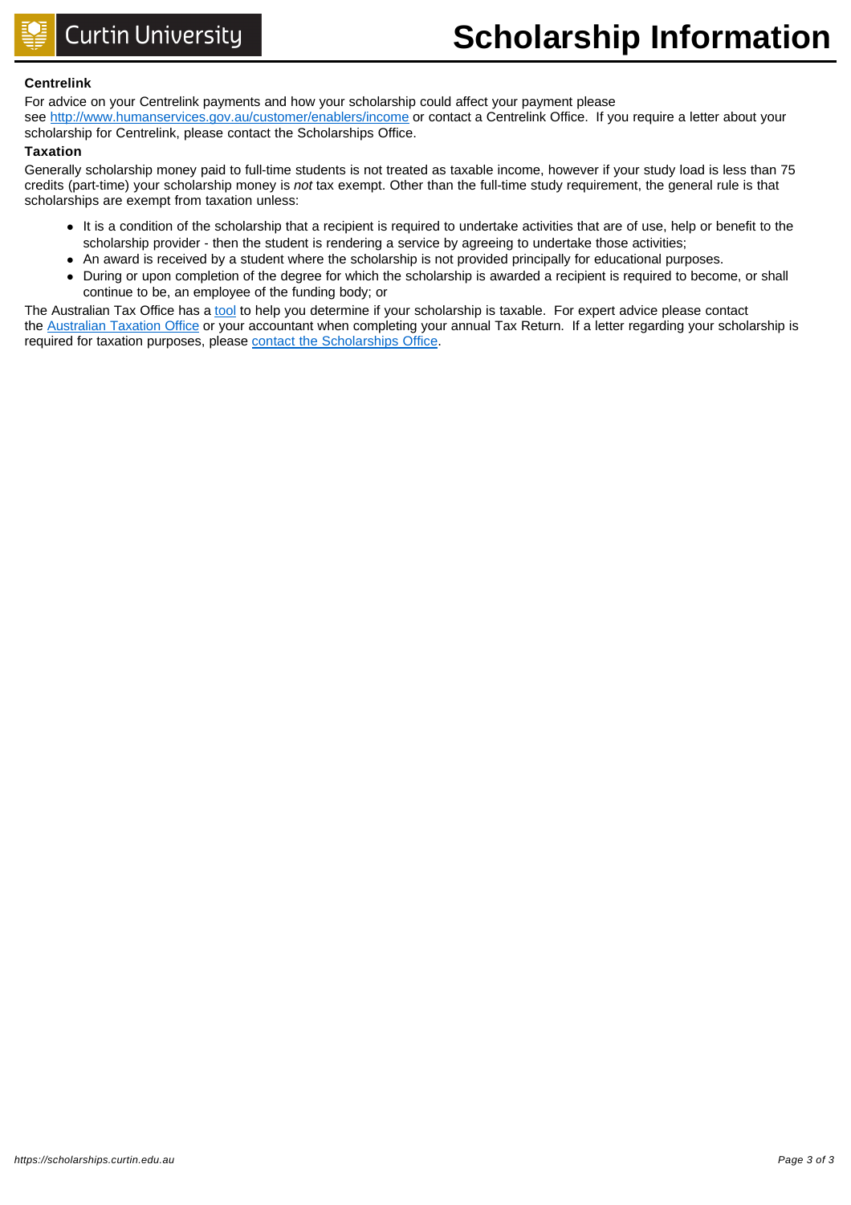**Centrelink**

For advice on your Centrelink payments and how your scholarship could affect your payment please see http://www.humanservices.gov.au/customer/enablers/income or contact a Centrelink Office. If you require a letter about your scholarship for Centrelink, please contact the Scholarships Office.

**Taxation**

Generally scholarship money paid to full-time students is not treated as taxable income, however if your study load is less than 75 credits (part-time) your scholarship money is *not* tax exempt. Other than the full-time study requirement, the general rule is that scholarships are exempt from taxation unless:

- It is a condition of the scholarship that a recipient is required to undertake activities that are of use, help or benefit to the scholarship provider - then the student is rendering a service by agreeing to undertake those activities;
- An award is received by a student where the scholarship is not provided principally for educational purposes.
- During or upon completion of the degree for which the scholarship is awarded a recipient is required to become, or shall continue to be, an employee of the funding body; or

The Australian Tax Office has a tool to help you determine if your scholarship is taxable. For expert advice please contact the Australian Taxation Office or your accountant when completing your annual Tax Return. If a letter regarding your scholarship is required for taxation purposes, please contact the Scholarships Office.